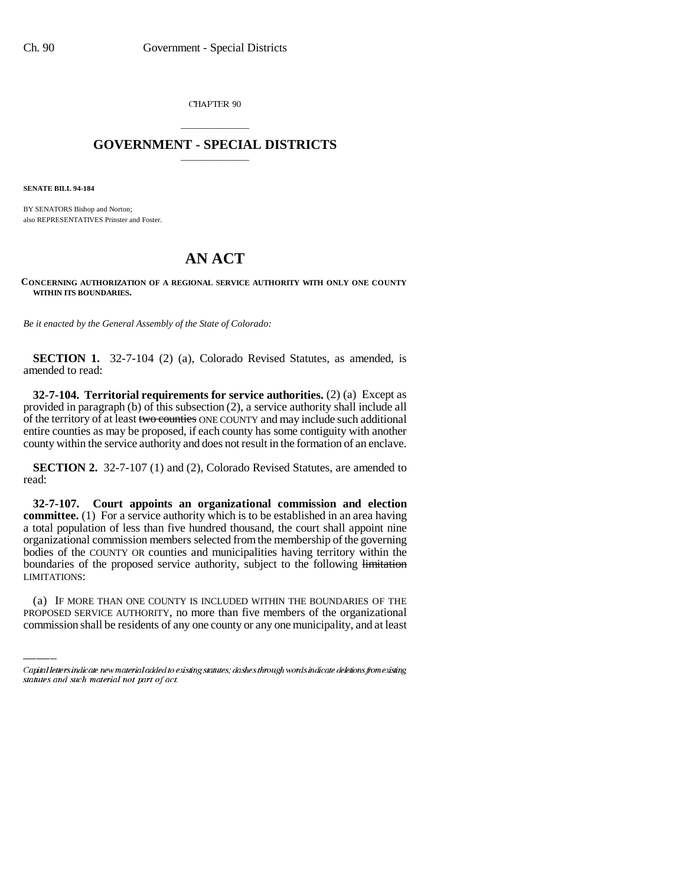CHAPTER 90

# GOVERNMENT - SPECIAL DISTRICTS

**SENATE BILL 94-184**

BY SENATORS Bishop and Norton;
also REPRESENTATIVES Prinster and Foster.

# AN ACT

**CONCERNING AUTHORIZATION OF A REGIONAL SERVICE AUTHORITY WITH ONLY ONE COUNTY WITHIN ITS BOUNDARIES.**

*Be it enacted by the General Assembly of the State of Colorado:*

**SECTION 1.** 32-7-104 (2) (a), Colorado Revised Statutes, as amended, is amended to read:

**32-7-104. Territorial requirements for service authorities.** (2) (a) Except as provided in paragraph (b) of this subsection (2), a service authority shall include all of the territory of at least ~~two counties~~ ONE COUNTY and may include such additional entire counties as may be proposed, if each county has some contiguity with another county within the service authority and does not result in the formation of an enclave.

**SECTION 2.** 32-7-107 (1) and (2), Colorado Revised Statutes, are amended to read:

**32-7-107. Court appoints an organizational commission and election committee.** (1) For a service authority which is to be established in an area having a total population of less than five hundred thousand, the court shall appoint nine organizational commission members selected from the membership of the governing bodies of the COUNTY OR counties and municipalities having territory within the boundaries of the proposed service authority, subject to the following ~~limitation~~ LIMITATIONS:

(a) IF MORE THAN ONE COUNTY IS INCLUDED WITHIN THE BOUNDARIES OF THE PROPOSED SERVICE AUTHORITY, no more than five members of the organizational commission shall be residents of any one county or any one municipality, and at least

Capital letters indicate new material added to existing statutes; dashes through words indicate deletions from existing statutes and such material not part of act.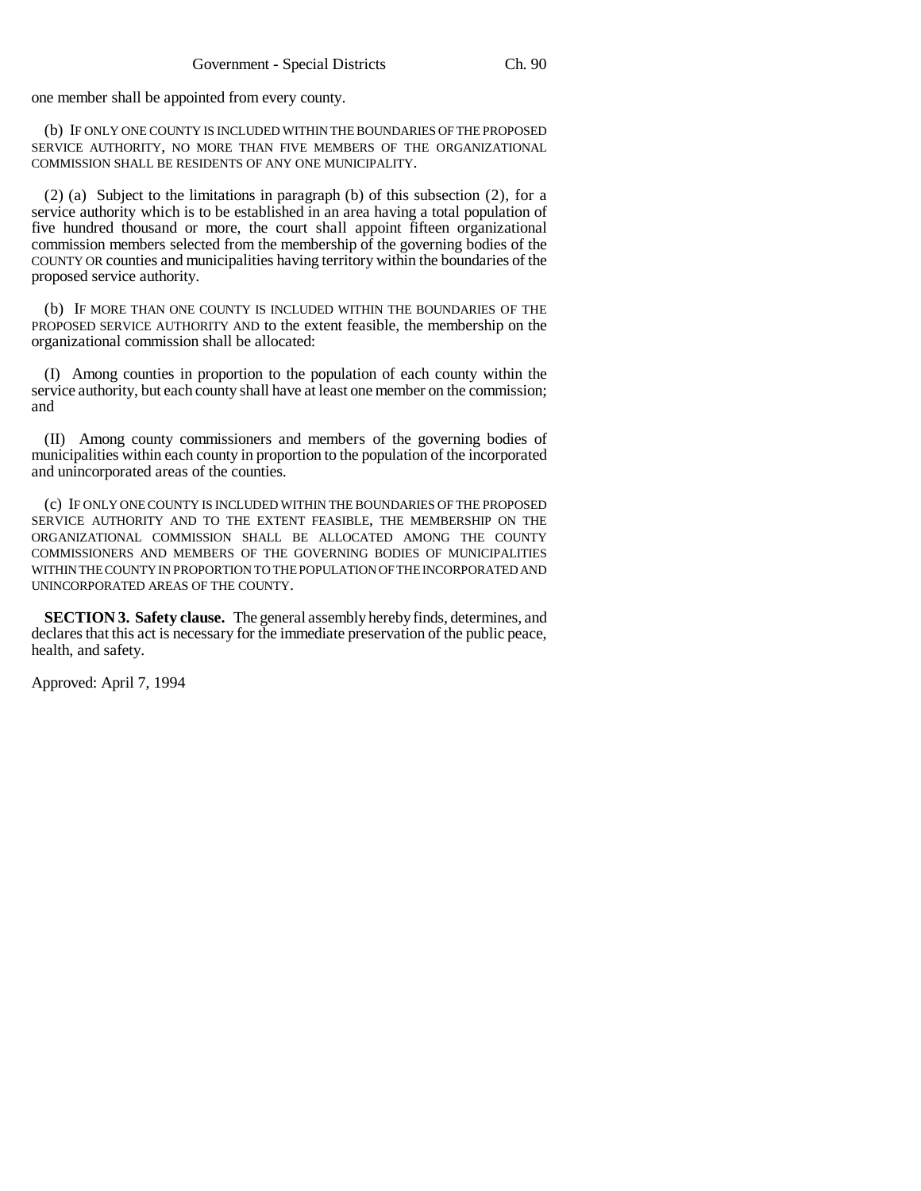one member shall be appointed from every county.

(b) IF ONLY ONE COUNTY IS INCLUDED WITHIN THE BOUNDARIES OF THE PROPOSED SERVICE AUTHORITY, NO MORE THAN FIVE MEMBERS OF THE ORGANIZATIONAL COMMISSION SHALL BE RESIDENTS OF ANY ONE MUNICIPALITY.

(2) (a) Subject to the limitations in paragraph (b) of this subsection (2), for a service authority which is to be established in an area having a total population of five hundred thousand or more, the court shall appoint fifteen organizational commission members selected from the membership of the governing bodies of the COUNTY OR counties and municipalities having territory within the boundaries of the proposed service authority.

(b) IF MORE THAN ONE COUNTY IS INCLUDED WITHIN THE BOUNDARIES OF THE PROPOSED SERVICE AUTHORITY AND to the extent feasible, the membership on the organizational commission shall be allocated:

(I) Among counties in proportion to the population of each county within the service authority, but each county shall have at least one member on the commission; and

(II) Among county commissioners and members of the governing bodies of municipalities within each county in proportion to the population of the incorporated and unincorporated areas of the counties.

(c) IF ONLY ONE COUNTY IS INCLUDED WITHIN THE BOUNDARIES OF THE PROPOSED SERVICE AUTHORITY AND TO THE EXTENT FEASIBLE, THE MEMBERSHIP ON THE ORGANIZATIONAL COMMISSION SHALL BE ALLOCATED AMONG THE COUNTY COMMISSIONERS AND MEMBERS OF THE GOVERNING BODIES OF MUNICIPALITIES WITHIN THE COUNTY IN PROPORTION TO THE POPULATION OF THE INCORPORATED AND UNINCORPORATED AREAS OF THE COUNTY.

**SECTION 3. Safety clause.** The general assembly hereby finds, determines, and declares that this act is necessary for the immediate preservation of the public peace, health, and safety.

Approved: April 7, 1994